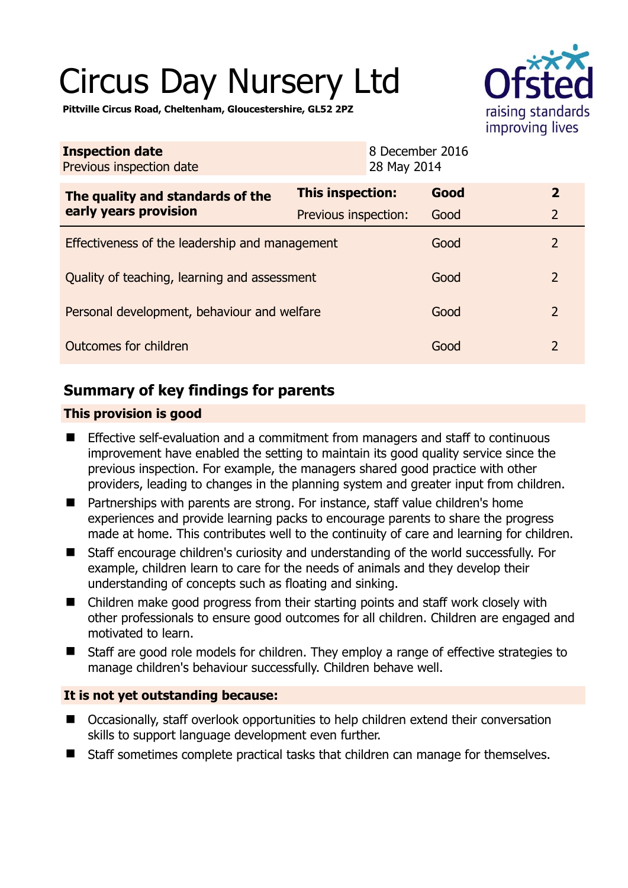# Circus Day Nursery Ltd

**Pittville Circus Road, Cheltenham, Gloucestershire, GL52 2PZ**

| **Inspection date** | 8 December 2016 |
|---|---|
| Previous inspection date | 28 May 2014 |

| **The quality and standards of the early years provision** | **This inspection:** | **Good** | **2** |
|---|---|---|---|
| | Previous inspection: | Good | 2 |
| Effectiveness of the leadership and management | | Good | 2 |
| Quality of teaching, learning and assessment | | Good | 2 |
| Personal development, behaviour and welfare | | Good | 2 |
| Outcomes for children | | Good | 2 |

## Summary of key findings for parents

### This provision is good

- Effective self-evaluation and a commitment from managers and staff to continuous improvement have enabled the setting to maintain its good quality service since the previous inspection. For example, the managers shared good practice with other providers, leading to changes in the planning system and greater input from children.
- Partnerships with parents are strong. For instance, staff value children's home experiences and provide learning packs to encourage parents to share the progress made at home. This contributes well to the continuity of care and learning for children.
- Staff encourage children's curiosity and understanding of the world successfully. For example, children learn to care for the needs of animals and they develop their understanding of concepts such as floating and sinking.
- Children make good progress from their starting points and staff work closely with other professionals to ensure good outcomes for all children. Children are engaged and motivated to learn.
- Staff are good role models for children. They employ a range of effective strategies to manage children's behaviour successfully. Children behave well.

### It is not yet outstanding because:

- Occasionally, staff overlook opportunities to help children extend their conversation skills to support language development even further.
- Staff sometimes complete practical tasks that children can manage for themselves.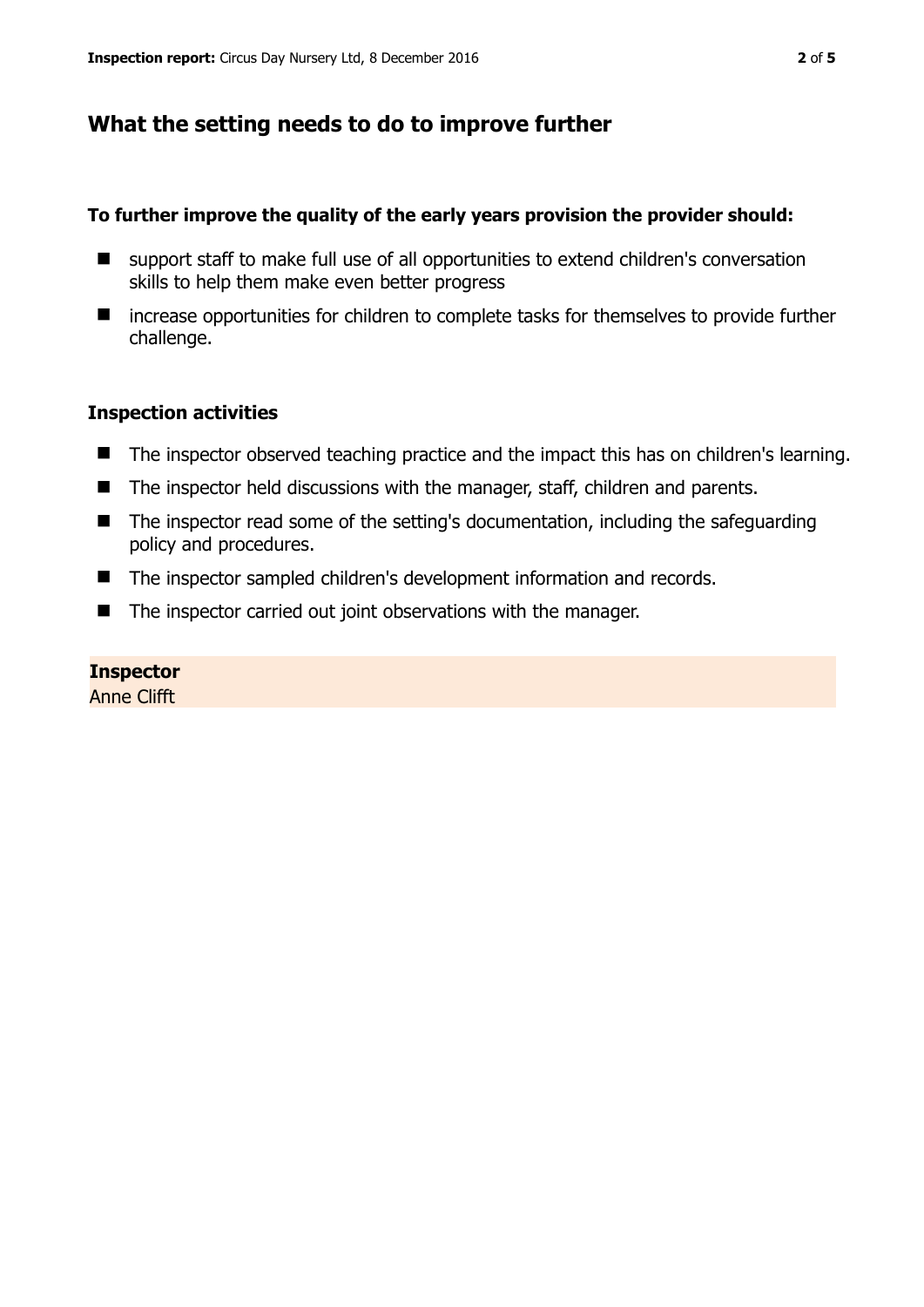## What the setting needs to do to improve further

**To further improve the quality of the early years provision the provider should:**

- support staff to make full use of all opportunities to extend children's conversation skills to help them make even better progress
- increase opportunities for children to complete tasks for themselves to provide further challenge.

### Inspection activities

- The inspector observed teaching practice and the impact this has on children's learning.
- The inspector held discussions with the manager, staff, children and parents.
- The inspector read some of the setting's documentation, including the safeguarding policy and procedures.
- The inspector sampled children's development information and records.
- The inspector carried out joint observations with the manager.

**Inspector**
Anne Clifft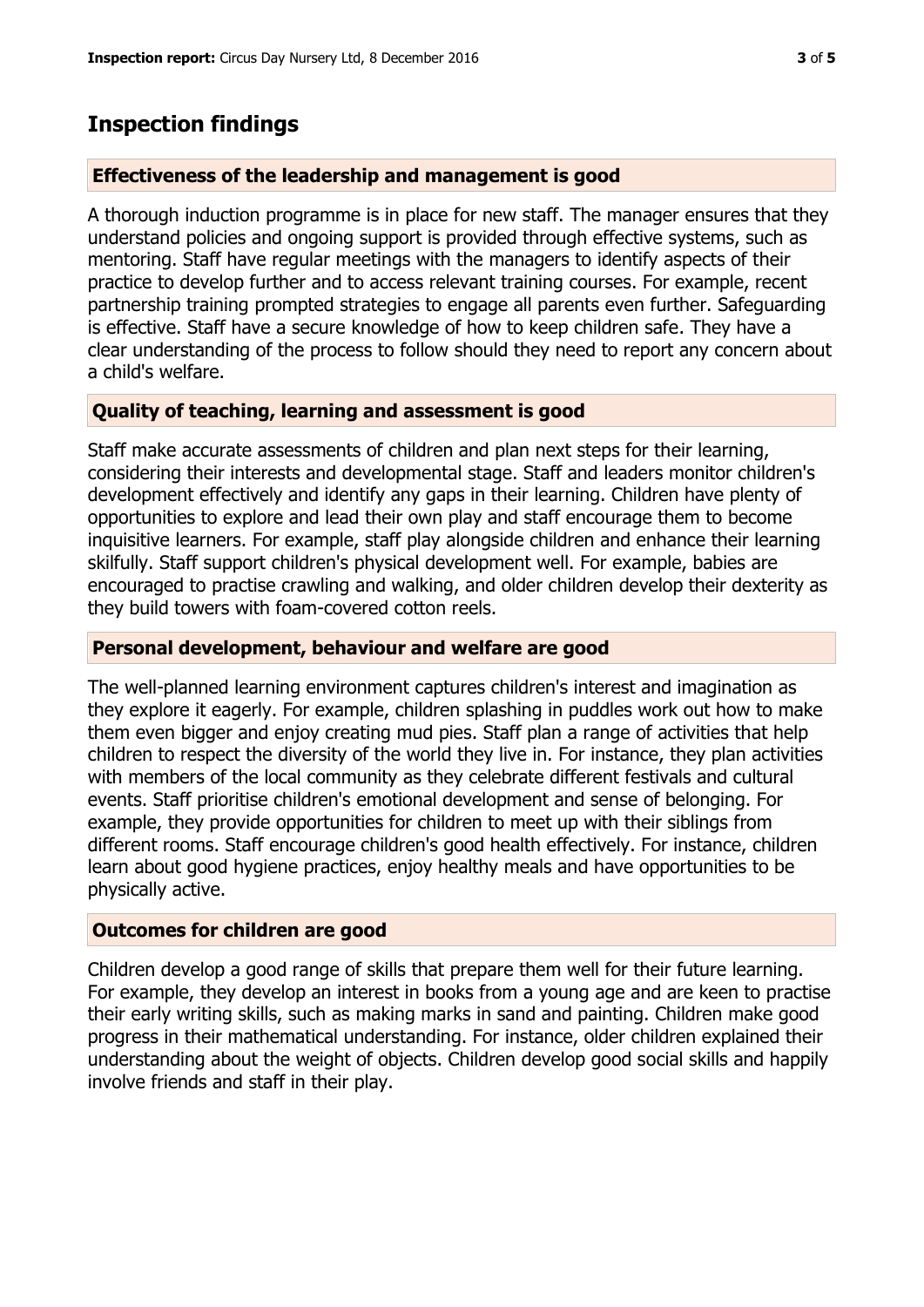## Inspection findings

### Effectiveness of the leadership and management is good

A thorough induction programme is in place for new staff. The manager ensures that they understand policies and ongoing support is provided through effective systems, such as mentoring. Staff have regular meetings with the managers to identify aspects of their practice to develop further and to access relevant training courses. For example, recent partnership training prompted strategies to engage all parents even further. Safeguarding is effective. Staff have a secure knowledge of how to keep children safe. They have a clear understanding of the process to follow should they need to report any concern about a child's welfare.

### Quality of teaching, learning and assessment is good

Staff make accurate assessments of children and plan next steps for their learning, considering their interests and developmental stage. Staff and leaders monitor children's development effectively and identify any gaps in their learning. Children have plenty of opportunities to explore and lead their own play and staff encourage them to become inquisitive learners. For example, staff play alongside children and enhance their learning skilfully. Staff support children's physical development well. For example, babies are encouraged to practise crawling and walking, and older children develop their dexterity as they build towers with foam-covered cotton reels.

### Personal development, behaviour and welfare are good

The well-planned learning environment captures children's interest and imagination as they explore it eagerly. For example, children splashing in puddles work out how to make them even bigger and enjoy creating mud pies. Staff plan a range of activities that help children to respect the diversity of the world they live in. For instance, they plan activities with members of the local community as they celebrate different festivals and cultural events. Staff prioritise children's emotional development and sense of belonging. For example, they provide opportunities for children to meet up with their siblings from different rooms. Staff encourage children's good health effectively. For instance, children learn about good hygiene practices, enjoy healthy meals and have opportunities to be physically active.

### Outcomes for children are good

Children develop a good range of skills that prepare them well for their future learning. For example, they develop an interest in books from a young age and are keen to practise their early writing skills, such as making marks in sand and painting. Children make good progress in their mathematical understanding. For instance, older children explained their understanding about the weight of objects. Children develop good social skills and happily involve friends and staff in their play.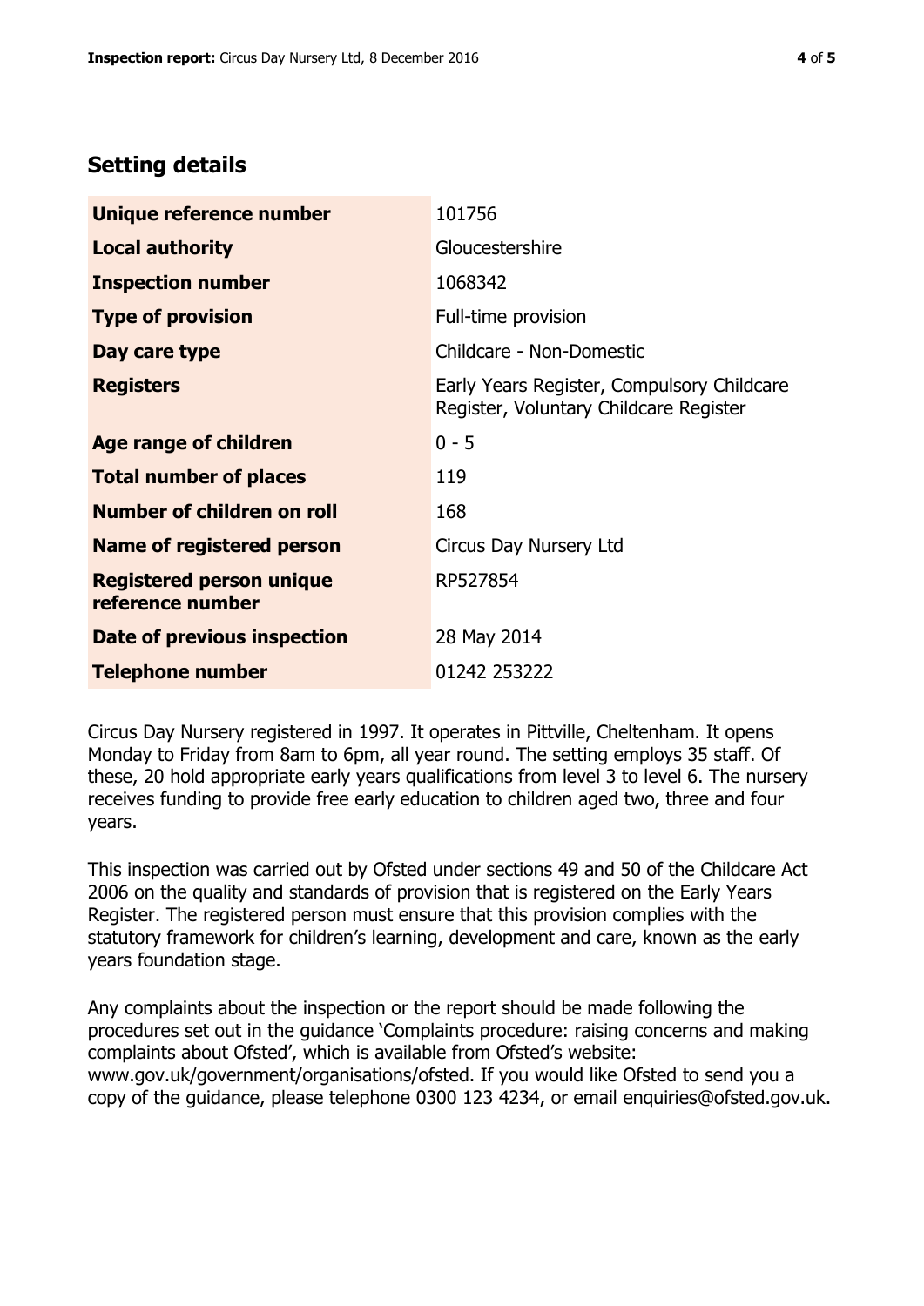## Setting details

| | |
|---|---|
| **Unique reference number** | 101756 |
| **Local authority** | Gloucestershire |
| **Inspection number** | 1068342 |
| **Type of provision** | Full-time provision |
| **Day care type** | Childcare - Non-Domestic |
| **Registers** | Early Years Register, Compulsory Childcare Register, Voluntary Childcare Register |
| **Age range of children** | 0 - 5 |
| **Total number of places** | 119 |
| **Number of children on roll** | 168 |
| **Name of registered person** | Circus Day Nursery Ltd |
| **Registered person unique reference number** | RP527854 |
| **Date of previous inspection** | 28 May 2014 |
| **Telephone number** | 01242 253222 |

Circus Day Nursery registered in 1997. It operates in Pittville, Cheltenham. It opens Monday to Friday from 8am to 6pm, all year round. The setting employs 35 staff. Of these, 20 hold appropriate early years qualifications from level 3 to level 6. The nursery receives funding to provide free early education to children aged two, three and four years.

This inspection was carried out by Ofsted under sections 49 and 50 of the Childcare Act 2006 on the quality and standards of provision that is registered on the Early Years Register. The registered person must ensure that this provision complies with the statutory framework for children's learning, development and care, known as the early years foundation stage.

Any complaints about the inspection or the report should be made following the procedures set out in the guidance 'Complaints procedure: raising concerns and making complaints about Ofsted', which is available from Ofsted's website: www.gov.uk/government/organisations/ofsted. If you would like Ofsted to send you a copy of the guidance, please telephone 0300 123 4234, or email enquiries@ofsted.gov.uk.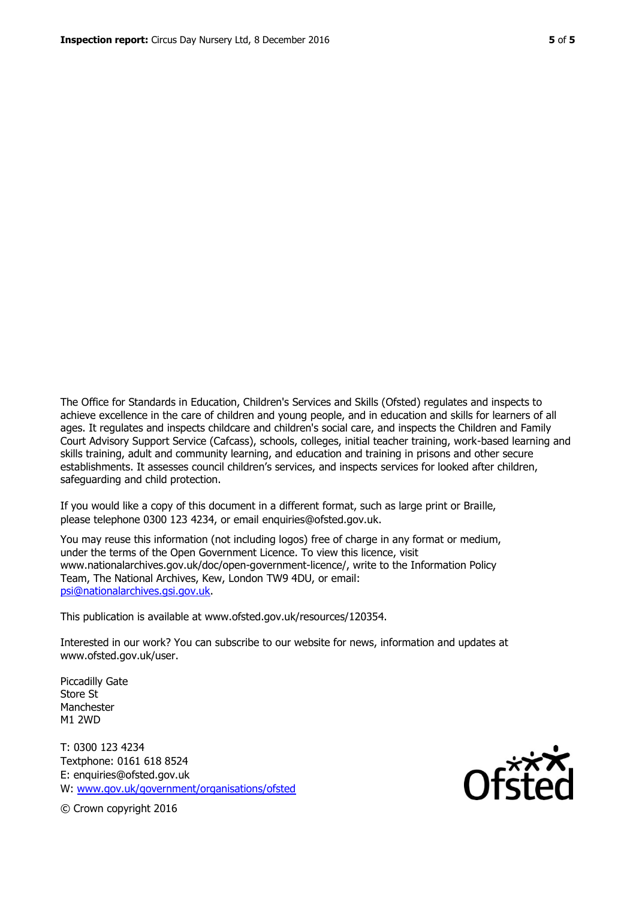The Office for Standards in Education, Children's Services and Skills (Ofsted) regulates and inspects to achieve excellence in the care of children and young people, and in education and skills for learners of all ages. It regulates and inspects childcare and children's social care, and inspects the Children and Family Court Advisory Support Service (Cafcass), schools, colleges, initial teacher training, work-based learning and skills training, adult and community learning, and education and training in prisons and other secure establishments. It assesses council children's services, and inspects services for looked after children, safeguarding and child protection.

If you would like a copy of this document in a different format, such as large print or Braille, please telephone 0300 123 4234, or email enquiries@ofsted.gov.uk.

You may reuse this information (not including logos) free of charge in any format or medium, under the terms of the Open Government Licence. To view this licence, visit www.nationalarchives.gov.uk/doc/open-government-licence/, write to the Information Policy Team, The National Archives, Kew, London TW9 4DU, or email: psi@nationalarchives.gsi.gov.uk.

This publication is available at www.ofsted.gov.uk/resources/120354.

Interested in our work? You can subscribe to our website for news, information and updates at www.ofsted.gov.uk/user.

Piccadilly Gate
Store St
Manchester
M1 2WD

T: 0300 123 4234
Textphone: 0161 618 8524
E: enquiries@ofsted.gov.uk
W: www.gov.uk/government/organisations/ofsted

© Crown copyright 2016